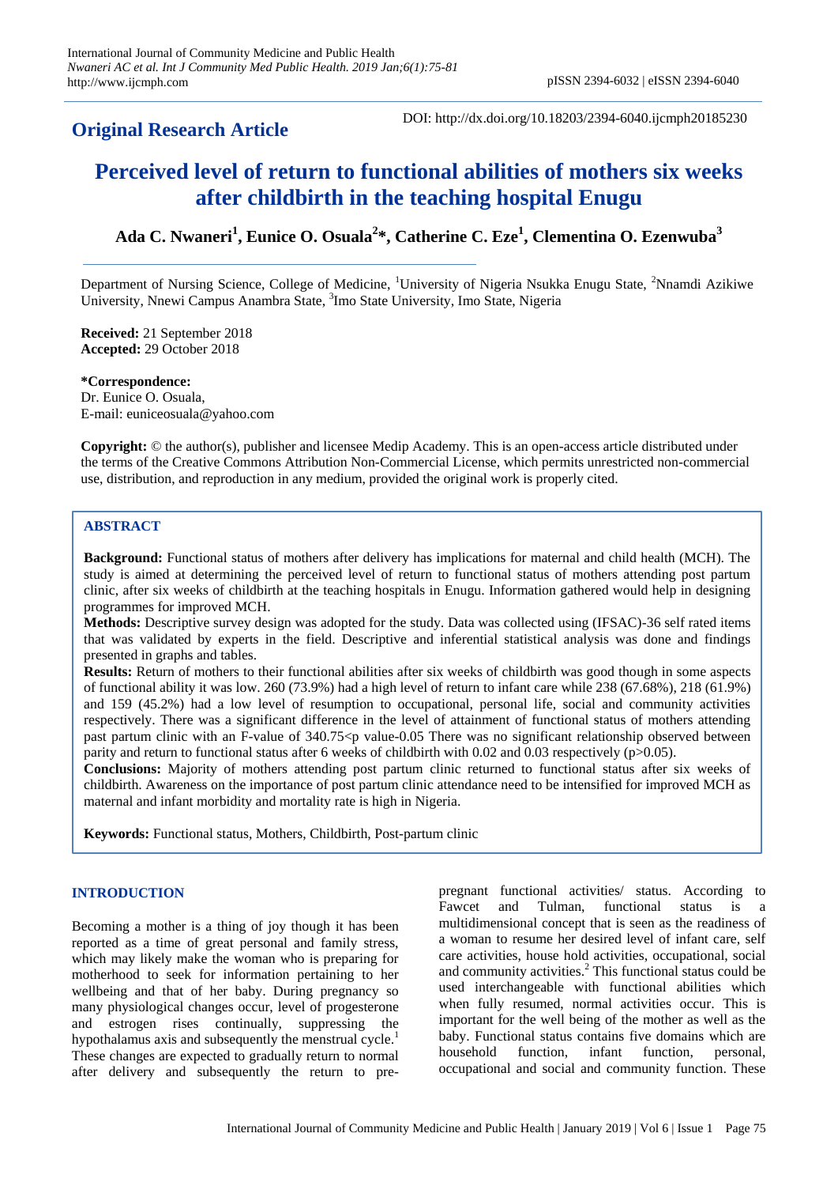**Original Research Article**

DOI: http://dx.doi.org/10.18203/2394-6040.ijcmph20185230

# Perceived level of return to functional abilities of mothers six weeks after childbirth in the teaching hospital Enugu

**Ada C. Nwaneri[1], Eunice O. Osuala[2]*, Catherine C. Eze[1], Clementina O. Ezenwuba[3]**

Department of Nursing Science, College of Medicine, [1]University of Nigeria Nsukka Enugu State, [2]Nnamdi Azikiwe University, Nnewi Campus Anambra State, [3]Imo State University, Imo State, Nigeria

**Received:** 21 September 2018
**Accepted:** 29 October 2018

**\*Correspondence:**
Dr. Eunice O. Osuala,
E-mail: euniceosuala@yahoo.com

**Copyright:** © the author(s), publisher and licensee Medip Academy. This is an open-access article distributed under the terms of the Creative Commons Attribution Non-Commercial License, which permits unrestricted non-commercial use, distribution, and reproduction in any medium, provided the original work is properly cited.

## ABSTRACT

**Background:** Functional status of mothers after delivery has implications for maternal and child health (MCH). The study is aimed at determining the perceived level of return to functional status of mothers attending post partum clinic, after six weeks of childbirth at the teaching hospitals in Enugu. Information gathered would help in designing programmes for improved MCH.

**Methods:** Descriptive survey design was adopted for the study. Data was collected using (IFSAC)-36 self rated items that was validated by experts in the field. Descriptive and inferential statistical analysis was done and findings presented in graphs and tables.

**Results:** Return of mothers to their functional abilities after six weeks of childbirth was good though in some aspects of functional ability it was low. 260 (73.9%) had a high level of return to infant care while 238 (67.68%), 218 (61.9%) and 159 (45.2%) had a low level of resumption to occupational, personal life, social and community activities respectively. There was a significant difference in the level of attainment of functional status of mothers attending past partum clinic with an F-value of 340.75<p value-0.05 There was no significant relationship observed between parity and return to functional status after 6 weeks of childbirth with 0.02 and 0.03 respectively (p>0.05).

**Conclusions:** Majority of mothers attending post partum clinic returned to functional status after six weeks of childbirth. Awareness on the importance of post partum clinic attendance need to be intensified for improved MCH as maternal and infant morbidity and mortality rate is high in Nigeria.

**Keywords:** Functional status, Mothers, Childbirth, Post-partum clinic

## INTRODUCTION

Becoming a mother is a thing of joy though it has been reported as a time of great personal and family stress, which may likely make the woman who is preparing for motherhood to seek for information pertaining to her wellbeing and that of her baby. During pregnancy so many physiological changes occur, level of progesterone and estrogen rises continually, suppressing the hypothalamus axis and subsequently the menstrual cycle.[1] These changes are expected to gradually return to normal after delivery and subsequently the return to pre-pregnant functional activities/ status. According to Fawcet and Tulman, functional status is a multidimensional concept that is seen as the readiness of a woman to resume her desired level of infant care, self care activities, house hold activities, occupational, social and community activities.[2] This functional status could be used interchangeable with functional abilities which when fully resumed, normal activities occur. This is important for the well being of the mother as well as the baby. Functional status contains five domains which are household function, infant function, personal, occupational and social and community function. These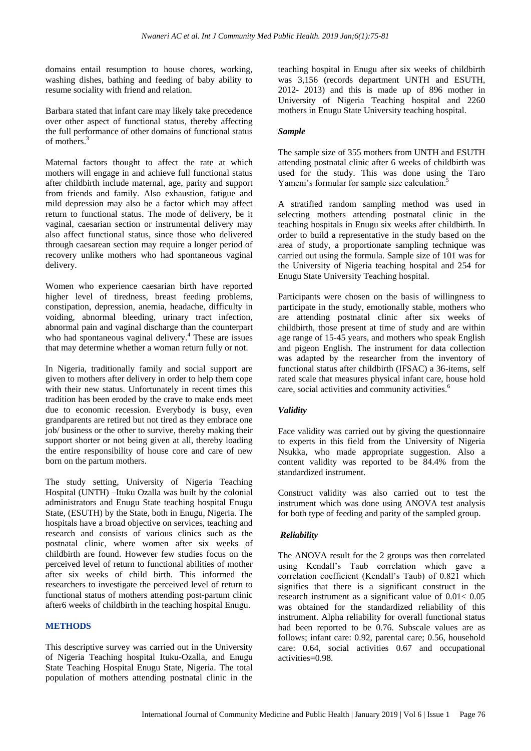domains entail resumption to house chores, working, washing dishes, bathing and feeding of baby ability to resume sociality with friend and relation.

Barbara stated that infant care may likely take precedence over other aspect of functional status, thereby affecting the full performance of other domains of functional status of mothers.[3]

Maternal factors thought to affect the rate at which mothers will engage in and achieve full functional status after childbirth include maternal, age, parity and support from friends and family. Also exhaustion, fatigue and mild depression may also be a factor which may affect return to functional status. The mode of delivery, be it vaginal, caesarian section or instrumental delivery may also affect functional status, since those who delivered through caesarean section may require a longer period of recovery unlike mothers who had spontaneous vaginal delivery.

Women who experience caesarian birth have reported higher level of tiredness, breast feeding problems, constipation, depression, anemia, headache, difficulty in voiding, abnormal bleeding, urinary tract infection, abnormal pain and vaginal discharge than the counterpart who had spontaneous vaginal delivery.[4] These are issues that may determine whether a woman return fully or not.

In Nigeria, traditionally family and social support are given to mothers after delivery in order to help them cope with their new status. Unfortunately in recent times this tradition has been eroded by the crave to make ends meet due to economic recession. Everybody is busy, even grandparents are retired but not tired as they embrace one job/ business or the other to survive, thereby making their support shorter or not being given at all, thereby loading the entire responsibility of house core and care of new born on the partum mothers.

The study setting, University of Nigeria Teaching Hospital (UNTH) –Ituku Ozalla was built by the colonial administrators and Enugu State teaching hospital Enugu State, (ESUTH) by the State, both in Enugu, Nigeria. The hospitals have a broad objective on services, teaching and research and consists of various clinics such as the postnatal clinic, where women after six weeks of childbirth are found. However few studies focus on the perceived level of return to functional abilities of mother after six weeks of child birth. This informed the researchers to investigate the perceived level of return to functional status of mothers attending post-partum clinic after6 weeks of childbirth in the teaching hospital Enugu.

## METHODS

This descriptive survey was carried out in the University of Nigeria Teaching hospital Ituku-Ozalla, and Enugu State Teaching Hospital Enugu State, Nigeria. The total population of mothers attending postnatal clinic in the teaching hospital in Enugu after six weeks of childbirth was 3,156 (records department UNTH and ESUTH, 2012- 2013) and this is made up of 896 mother in University of Nigeria Teaching hospital and 2260 mothers in Enugu State University teaching hospital.

### *Sample*

The sample size of 355 mothers from UNTH and ESUTH attending postnatal clinic after 6 weeks of childbirth was used for the study. This was done using the Taro Yameni's formular for sample size calculation.[5]

A stratified random sampling method was used in selecting mothers attending postnatal clinic in the teaching hospitals in Enugu six weeks after childbirth. In order to build a representative in the study based on the area of study, a proportionate sampling technique was carried out using the formula. Sample size of 101 was for the University of Nigeria teaching hospital and 254 for Enugu State University Teaching hospital.

Participants were chosen on the basis of willingness to participate in the study, emotionally stable, mothers who are attending postnatal clinic after six weeks of childbirth, those present at time of study and are within age range of 15-45 years, and mothers who speak English and pigeon English. The instrument for data collection was adapted by the researcher from the inventory of functional status after childbirth (IFSAC) a 36-items, self rated scale that measures physical infant care, house hold care, social activities and community activities.[6]

### *Validity*

Face validity was carried out by giving the questionnaire to experts in this field from the University of Nigeria Nsukka, who made appropriate suggestion. Also a content validity was reported to be 84.4% from the standardized instrument.

Construct validity was also carried out to test the instrument which was done using ANOVA test analysis for both type of feeding and parity of the sampled group.

### *Reliability*

The ANOVA result for the 2 groups was then correlated using Kendall's Taub correlation which gave a correlation coefficient (Kendall's Taub) of 0.821 which signifies that there is a significant construct in the research instrument as a significant value of $0.01 < 0.05$ was obtained for the standardized reliability of this instrument. Alpha reliability for overall functional status had been reported to be 0.76. Subscale values are as follows; infant care: 0.92, parental care; 0.56, household care: 0.64, social activities 0.67 and occupational activities=0.98.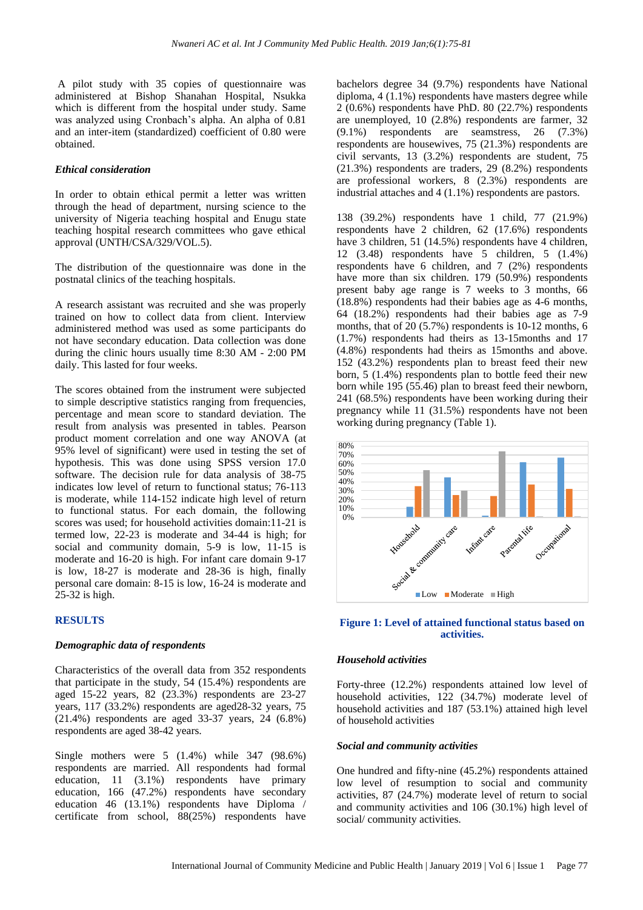A pilot study with 35 copies of questionnaire was administered at Bishop Shanahan Hospital, Nsukka which is different from the hospital under study. Same was analyzed using Cronbach's alpha. An alpha of 0.81 and an inter-item (standardized) coefficient of 0.80 were obtained.

### *Ethical consideration*

In order to obtain ethical permit a letter was written through the head of department, nursing science to the university of Nigeria teaching hospital and Enugu state teaching hospital research committees who gave ethical approval (UNTH/CSA/329/VOL.5).

The distribution of the questionnaire was done in the postnatal clinics of the teaching hospitals.

A research assistant was recruited and she was properly trained on how to collect data from client. Interview administered method was used as some participants do not have secondary education. Data collection was done during the clinic hours usually time 8:30 AM - 2:00 PM daily. This lasted for four weeks.

The scores obtained from the instrument were subjected to simple descriptive statistics ranging from frequencies, percentage and mean score to standard deviation. The result from analysis was presented in tables. Pearson product moment correlation and one way ANOVA (at 95% level of significant) were used in testing the set of hypothesis. This was done using SPSS version 17.0 software. The decision rule for data analysis of 38-75 indicates low level of return to functional status; 76-113 is moderate, while 114-152 indicate high level of return to functional status. For each domain, the following scores was used; for household activities domain:11-21 is termed low, 22-23 is moderate and 34-44 is high; for social and community domain, 5-9 is low, 11-15 is moderate and 16-20 is high. For infant care domain 9-17 is low, 18-27 is moderate and 28-36 is high, finally personal care domain: 8-15 is low, 16-24 is moderate and 25-32 is high.

## RESULTS

### *Demographic data of respondents*

Characteristics of the overall data from 352 respondents that participate in the study, 54 (15.4%) respondents are aged 15-22 years, 82 (23.3%) respondents are 23-27 years, 117 (33.2%) respondents are aged28-32 years, 75 (21.4%) respondents are aged 33-37 years, 24 (6.8%) respondents are aged 38-42 years.

Single mothers were 5 (1.4%) while 347 (98.6%) respondents are married. All respondents had formal education, 11 (3.1%) respondents have primary education, 166 (47.2%) respondents have secondary education 46 (13.1%) respondents have Diploma / certificate from school, 88(25%) respondents have bachelors degree 34 (9.7%) respondents have National diploma, 4 (1.1%) respondents have masters degree while 2 (0.6%) respondents have PhD. 80 (22.7%) respondents are unemployed, 10 (2.8%) respondents are farmer, 32 (9.1%) respondents are seamstress, 26 (7.3%) respondents are housewives, 75 (21.3%) respondents are civil servants, 13 (3.2%) respondents are student, 75 (21.3%) respondents are traders, 29 (8.2%) respondents are professional workers, 8 (2.3%) respondents are industrial attaches and 4 (1.1%) respondents are pastors.

138 (39.2%) respondents have 1 child, 77 (21.9%) respondents have 2 children, 62 (17.6%) respondents have 3 children, 51 (14.5%) respondents have 4 children, 12 (3.48) respondents have 5 children, 5 (1.4%) respondents have 6 children, and 7 (2%) respondents have more than six children. 179 (50.9%) respondents present baby age range is 7 weeks to 3 months, 66 (18.8%) respondents had their babies age as 4-6 months, 64 (18.2%) respondents had their babies age as 7-9 months, that of 20 (5.7%) respondents is 10-12 months, 6 (1.7%) respondents had theirs as 13-15months and 17 (4.8%) respondents had theirs as 15months and above. 152 (43.2%) respondents plan to breast feed their new born, 5 (1.4%) respondents plan to bottle feed their new born while 195 (55.46) plan to breast feed their newborn, 241 (68.5%) respondents have been working during their pregnancy while 11 (31.5%) respondents have not been working during pregnancy (Table 1).

**Figure 1: Level of attained functional status based on activities.**

### *Household activities*

Forty-three (12.2%) respondents attained low level of household activities, 122 (34.7%) moderate level of household activities and 187 (53.1%) attained high level of household activities

### *Social and community activities*

One hundred and fifty-nine (45.2%) respondents attained low level of resumption to social and community activities, 87 (24.7%) moderate level of return to social and community activities and 106 (30.1%) high level of social/ community activities.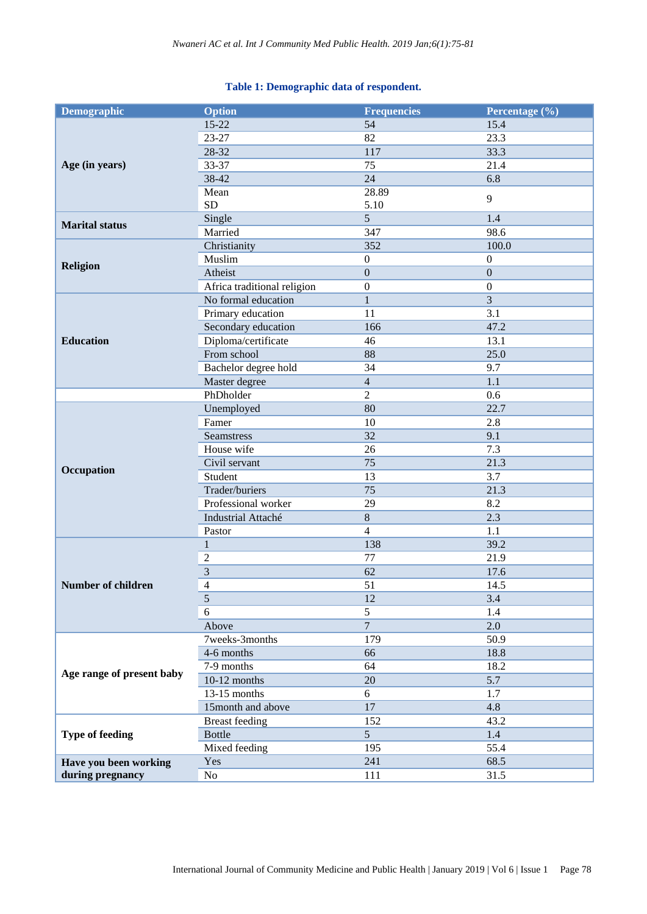**Table 1: Demographic data of respondent.**

| Demographic | Option | Frequencies | Percentage (%) |
|---|---|---|---|
| Age (in years) | 15-22 | 54 | 15.4 |
| | 23-27 | 82 | 23.3 |
| | 28-32 | 117 | 33.3 |
| | 33-37 | 75 | 21.4 |
| | 38-42 | 24 | 6.8 |
| | Mean<br>SD | 28.89<br>5.10 | 9 |
| Marital status | Single | 5 | 1.4 |
| | Married | 347 | 98.6 |
| Religion | Christianity | 352 | 100.0 |
| | Muslim | 0 | 0 |
| | Atheist | 0 | 0 |
| | Africa traditional religion | 0 | 0 |
| Education | No formal education | 1 | 3 |
| | Primary education | 11 | 3.1 |
| | Secondary education | 166 | 47.2 |
| | Diploma/certificate | 46 | 13.1 |
| | From school | 88 | 25.0 |
| | Bachelor degree hold | 34 | 9.7 |
| | Master degree | 4 | 1.1 |
| | PhDholder | 2 | 0.6 |
| Occupation | Unemployed | 80 | 22.7 |
| | Famer | 10 | 2.8 |
| | Seamstress | 32 | 9.1 |
| | House wife | 26 | 7.3 |
| | Civil servant | 75 | 21.3 |
| | Student | 13 | 3.7 |
| | Trader/buriers | 75 | 21.3 |
| | Professional worker | 29 | 8.2 |
| | Industrial Attaché | 8 | 2.3 |
| | Pastor | 4 | 1.1 |
| Number of children | 1 | 138 | 39.2 |
| | 2 | 77 | 21.9 |
| | 3 | 62 | 17.6 |
| | 4 | 51 | 14.5 |
| | 5 | 12 | 3.4 |
| | 6 | 5 | 1.4 |
| | Above | 7 | 2.0 |
| Age range of present baby | 7weeks-3months | 179 | 50.9 |
| | 4-6 months | 66 | 18.8 |
| | 7-9 months | 64 | 18.2 |
| | 10-12 months | 20 | 5.7 |
| | 13-15 months | 6 | 1.7 |
| | 15month and above | 17 | 4.8 |
| Type of feeding | Breast feeding | 152 | 43.2 |
| | Bottle | 5 | 1.4 |
| | Mixed feeding | 195 | 55.4 |
| Have you been working during pregnancy | Yes | 241 | 68.5 |
| | No | 111 | 31.5 |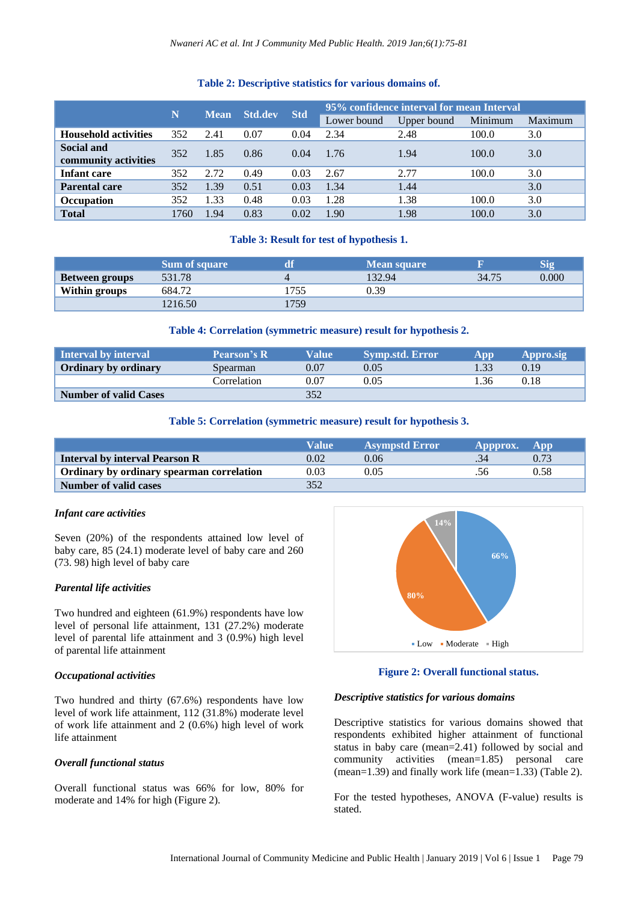**Table 2: Descriptive statistics for various domains of.**

| | N | Mean | Std.dev | Std | 95% confidence interval for mean Interval | | | |
|---|---|---|---|---|---|---|---|---|
| | | | | | Lower bound | Upper bound | Minimum | Maximum |
| **Household activities** | 352 | 2.41 | 0.07 | 0.04 | 2.34 | 2.48 | 100.0 | 3.0 |
| **Social and community activities** | 352 | 1.85 | 0.86 | 0.04 | 1.76 | 1.94 | 100.0 | 3.0 |
| **Infant care** | 352 | 2.72 | 0.49 | 0.03 | 2.67 | 2.77 | 100.0 | 3.0 |
| **Parental care** | 352 | 1.39 | 0.51 | 0.03 | 1.34 | 1.44 | | 3.0 |
| **Occupation** | 352 | 1.33 | 0.48 | 0.03 | 1.28 | 1.38 | 100.0 | 3.0 |
| **Total** | 1760 | 1.94 | 0.83 | 0.02 | 1.90 | 1.98 | 100.0 | 3.0 |

**Table 3: Result for test of hypothesis 1.**

| | Sum of square | df | Mean square | F | Sig |
|---|---|---|---|---|---|
| **Between groups** | 531.78 | 4 | 132.94 | 34.75 | 0.000 |
| **Within groups** | 684.72 | 1755 | 0.39 | | |
| | 1216.50 | 1759 | | | |

**Table 4: Correlation (symmetric measure) result for hypothesis 2.**

| Interval by interval | Pearson's R | Value | Symp.std. Error | App | Appro.sig |
|---|---|---|---|---|---|
| **Ordinary by ordinary** | Spearman | 0.07 | 0.05 | 1.33 | 0.19 |
| | Correlation | 0.07 | 0.05 | 1.36 | 0.18 |
| **Number of valid Cases** | | 352 | | | |

**Table 5: Correlation (symmetric measure) result for hypothesis 3.**

| | Value | Asympstd Error | Appprox. | App |
|---|---|---|---|---|
| **Interval by interval Pearson R** | 0.02 | 0.06 | .34 | 0.73 |
| **Ordinary by ordinary spearman correlation** | 0.03 | 0.05 | .56 | 0.58 |
| **Number of valid cases** | 352 | | | |

***Infant care activities***

Seven (20%) of the respondents attained low level of baby care, 85 (24.1) moderate level of baby care and 260 (73. 98) high level of baby care

***Parental life activities***

Two hundred and eighteen (61.9%) respondents have low level of personal life attainment, 131 (27.2%) moderate level of parental life attainment and 3 (0.9%) high level of parental life attainment

***Occupational activities***

Two hundred and thirty (67.6%) respondents have low level of work life attainment, 112 (31.8%) moderate level of work life attainment and 2 (0.6%) high level of work life attainment

***Overall functional status***

Overall functional status was 66% for low, 80% for moderate and 14% for high (Figure 2).

**Figure 2: Overall functional status.**

***Descriptive statistics for various domains***

Descriptive statistics for various domains showed that respondents exhibited higher attainment of functional status in baby care (mean=2.41) followed by social and community activities (mean=1.85) personal care (mean=1.39) and finally work life (mean=1.33) (Table 2).

For the tested hypotheses, ANOVA (F-value) results is stated.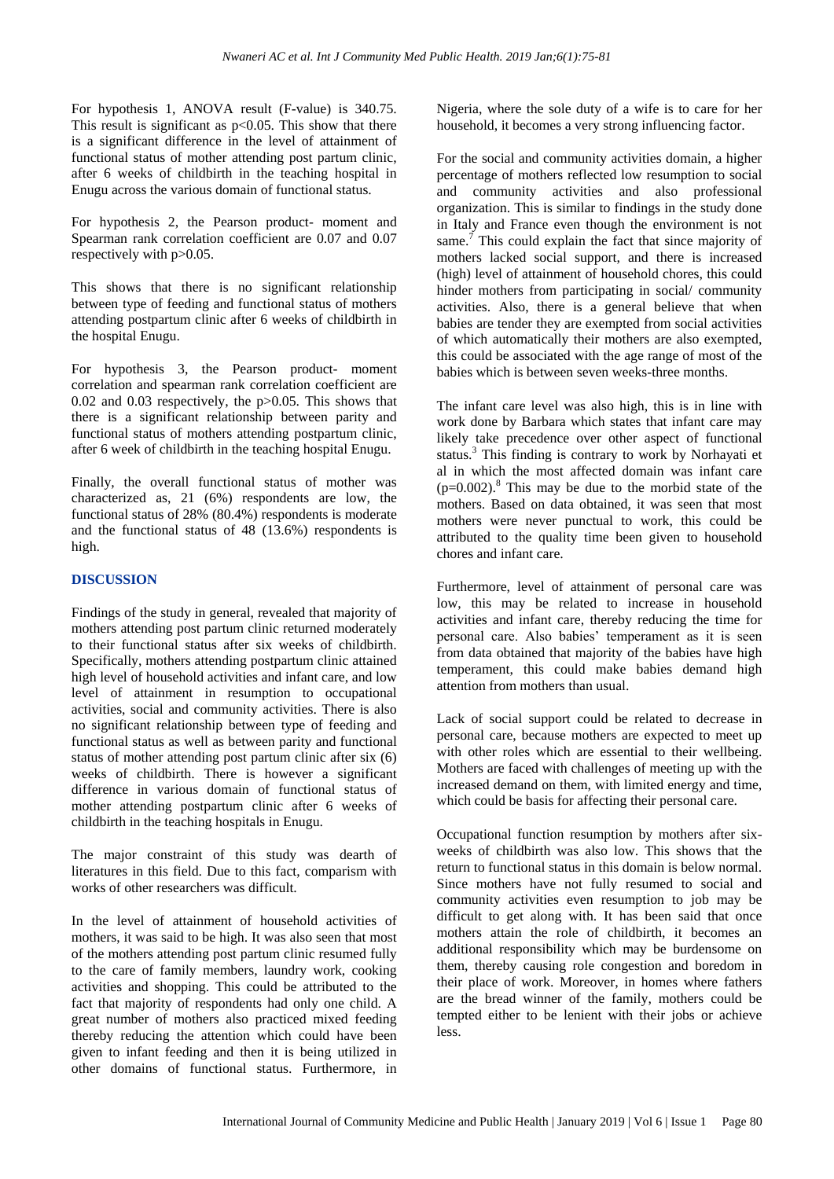For hypothesis 1, ANOVA result (F-value) is 340.75. This result is significant as $p<0.05$. This show that there is a significant difference in the level of attainment of functional status of mother attending post partum clinic, after 6 weeks of childbirth in the teaching hospital in Enugu across the various domain of functional status.

For hypothesis 2, the Pearson product- moment and Spearman rank correlation coefficient are 0.07 and 0.07 respectively with $p>0.05$.

This shows that there is no significant relationship between type of feeding and functional status of mothers attending postpartum clinic after 6 weeks of childbirth in the hospital Enugu.

For hypothesis 3, the Pearson product- moment correlation and spearman rank correlation coefficient are 0.02 and 0.03 respectively, the $p>0.05$. This shows that there is a significant relationship between parity and functional status of mothers attending postpartum clinic, after 6 week of childbirth in the teaching hospital Enugu.

Finally, the overall functional status of mother was characterized as, 21 (6%) respondents are low, the functional status of 28% (80.4%) respondents is moderate and the functional status of 48 (13.6%) respondents is high.

## DISCUSSION

Findings of the study in general, revealed that majority of mothers attending post partum clinic returned moderately to their functional status after six weeks of childbirth. Specifically, mothers attending postpartum clinic attained high level of household activities and infant care, and low level of attainment in resumption to occupational activities, social and community activities. There is also no significant relationship between type of feeding and functional status as well as between parity and functional status of mother attending post partum clinic after six (6) weeks of childbirth. There is however a significant difference in various domain of functional status of mother attending postpartum clinic after 6 weeks of childbirth in the teaching hospitals in Enugu.

The major constraint of this study was dearth of literatures in this field. Due to this fact, comparism with works of other researchers was difficult.

In the level of attainment of household activities of mothers, it was said to be high. It was also seen that most of the mothers attending post partum clinic resumed fully to the care of family members, laundry work, cooking activities and shopping. This could be attributed to the fact that majority of respondents had only one child. A great number of mothers also practiced mixed feeding thereby reducing the attention which could have been given to infant feeding and then it is being utilized in other domains of functional status. Furthermore, in Nigeria, where the sole duty of a wife is to care for her household, it becomes a very strong influencing factor.

For the social and community activities domain, a higher percentage of mothers reflected low resumption to social and community activities and also professional organization. This is similar to findings in the study done in Italy and France even though the environment is not same.[7] This could explain the fact that since majority of mothers lacked social support, and there is increased (high) level of attainment of household chores, this could hinder mothers from participating in social/ community activities. Also, there is a general believe that when babies are tender they are exempted from social activities of which automatically their mothers are also exempted, this could be associated with the age range of most of the babies which is between seven weeks-three months.

The infant care level was also high, this is in line with work done by Barbara which states that infant care may likely take precedence over other aspect of functional status.[3] This finding is contrary to work by Norhayati et al in which the most affected domain was infant care ($p=0.002$).[8] This may be due to the morbid state of the mothers. Based on data obtained, it was seen that most mothers were never punctual to work, this could be attributed to the quality time been given to household chores and infant care.

Furthermore, level of attainment of personal care was low, this may be related to increase in household activities and infant care, thereby reducing the time for personal care. Also babies' temperament as it is seen from data obtained that majority of the babies have high temperament, this could make babies demand high attention from mothers than usual.

Lack of social support could be related to decrease in personal care, because mothers are expected to meet up with other roles which are essential to their wellbeing. Mothers are faced with challenges of meeting up with the increased demand on them, with limited energy and time, which could be basis for affecting their personal care.

Occupational function resumption by mothers after six-weeks of childbirth was also low. This shows that the return to functional status in this domain is below normal. Since mothers have not fully resumed to social and community activities even resumption to job may be difficult to get along with. It has been said that once mothers attain the role of childbirth, it becomes an additional responsibility which may be burdensome on them, thereby causing role congestion and boredom in their place of work. Moreover, in homes where fathers are the bread winner of the family, mothers could be tempted either to be lenient with their jobs or achieve less.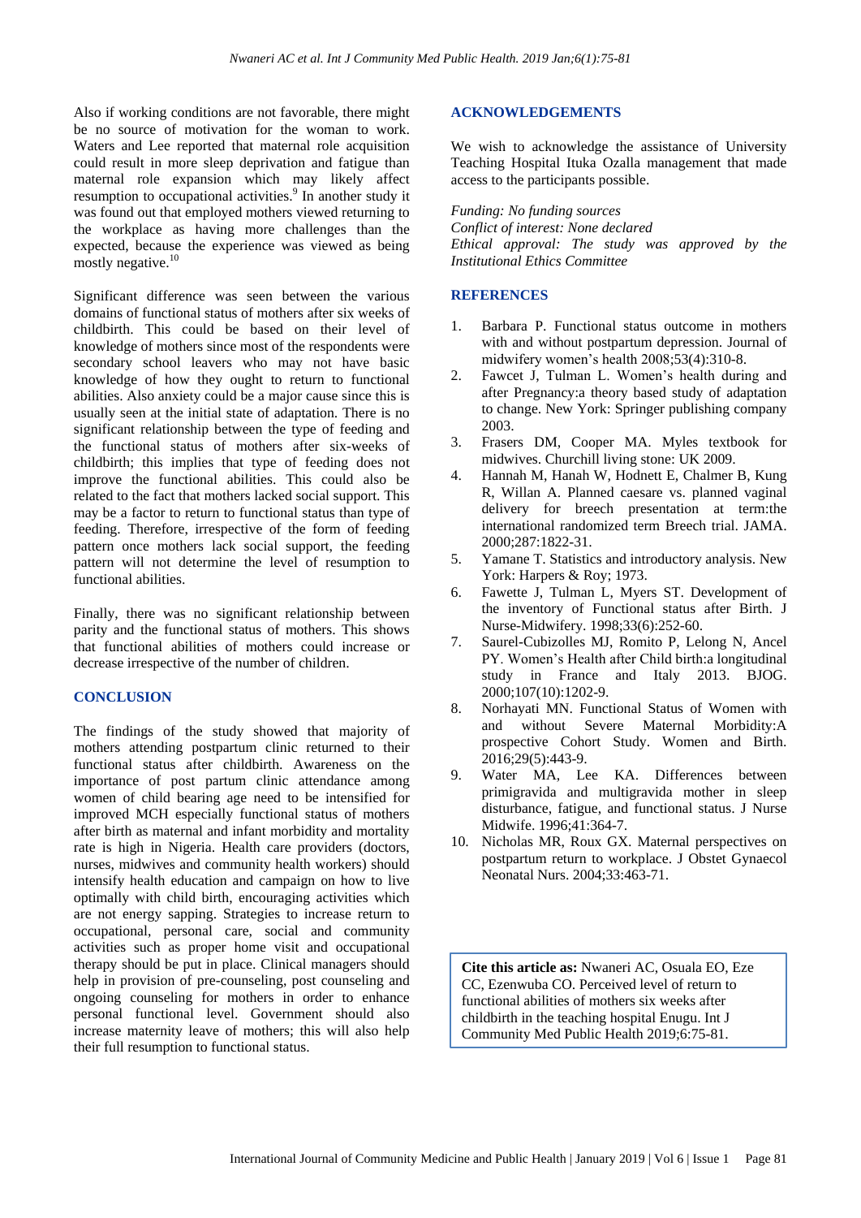Also if working conditions are not favorable, there might be no source of motivation for the woman to work. Waters and Lee reported that maternal role acquisition could result in more sleep deprivation and fatigue than maternal role expansion which may likely affect resumption to occupational activities.[9] In another study it was found out that employed mothers viewed returning to the workplace as having more challenges than the expected, because the experience was viewed as being mostly negative.[10]

Significant difference was seen between the various domains of functional status of mothers after six weeks of childbirth. This could be based on their level of knowledge of mothers since most of the respondents were secondary school leavers who may not have basic knowledge of how they ought to return to functional abilities. Also anxiety could be a major cause since this is usually seen at the initial state of adaptation. There is no significant relationship between the type of feeding and the functional status of mothers after six-weeks of childbirth; this implies that type of feeding does not improve the functional abilities. This could also be related to the fact that mothers lacked social support. This may be a factor to return to functional status than type of feeding. Therefore, irrespective of the form of feeding pattern once mothers lack social support, the feeding pattern will not determine the level of resumption to functional abilities.

Finally, there was no significant relationship between parity and the functional status of mothers. This shows that functional abilities of mothers could increase or decrease irrespective of the number of children.

## CONCLUSION

The findings of the study showed that majority of mothers attending postpartum clinic returned to their functional status after childbirth. Awareness on the importance of post partum clinic attendance among women of child bearing age need to be intensified for improved MCH especially functional status of mothers after birth as maternal and infant morbidity and mortality rate is high in Nigeria. Health care providers (doctors, nurses, midwives and community health workers) should intensify health education and campaign on how to live optimally with child birth, encouraging activities which are not energy sapping. Strategies to increase return to occupational, personal care, social and community activities such as proper home visit and occupational therapy should be put in place. Clinical managers should help in provision of pre-counseling, post counseling and ongoing counseling for mothers in order to enhance personal functional level. Government should also increase maternity leave of mothers; this will also help their full resumption to functional status.

## ACKNOWLEDGEMENTS

We wish to acknowledge the assistance of University Teaching Hospital Ituka Ozalla management that made access to the participants possible.

*Funding: No funding sources*
*Conflict of interest: None declared*
*Ethical approval: The study was approved by the Institutional Ethics Committee*

## REFERENCES

1. Barbara P. Functional status outcome in mothers with and without postpartum depression. Journal of midwifery women's health 2008;53(4):310-8.
2. Fawcet J, Tulman L. Women's health during and after Pregnancy:a theory based study of adaptation to change. New York: Springer publishing company 2003.
3. Frasers DM, Cooper MA. Myles textbook for midwives. Churchill living stone: UK 2009.
4. Hannah M, Hanah W, Hodnett E, Chalmer B, Kung R, Willan A. Planned caesare vs. planned vaginal delivery for breech presentation at term:the international randomized term Breech trial. JAMA. 2000;287:1822-31.
5. Yamane T. Statistics and introductory analysis. New York: Harpers & Roy; 1973.
6. Fawette J, Tulman L, Myers ST. Development of the inventory of Functional status after Birth. J Nurse-Midwifery. 1998;33(6):252-60.
7. Saurel-Cubizolles MJ, Romito P, Lelong N, Ancel PY. Women's Health after Child birth:a longitudinal study in France and Italy 2013. BJOG. 2000;107(10):1202-9.
8. Norhayati MN. Functional Status of Women with and without Severe Maternal Morbidity:A prospective Cohort Study. Women and Birth. 2016;29(5):443-9.
9. Water MA, Lee KA. Differences between primigravida and multigravida mother in sleep disturbance, fatigue, and functional status. J Nurse Midwife. 1996;41:364-7.
10. Nicholas MR, Roux GX. Maternal perspectives on postpartum return to workplace. J Obstet Gynaecol Neonatal Nurs. 2004;33:463-71.

**Cite this article as:** Nwaneri AC, Osuala EO, Eze CC, Ezenwuba CO. Perceived level of return to functional abilities of mothers six weeks after childbirth in the teaching hospital Enugu. Int J Community Med Public Health 2019;6:75-81.